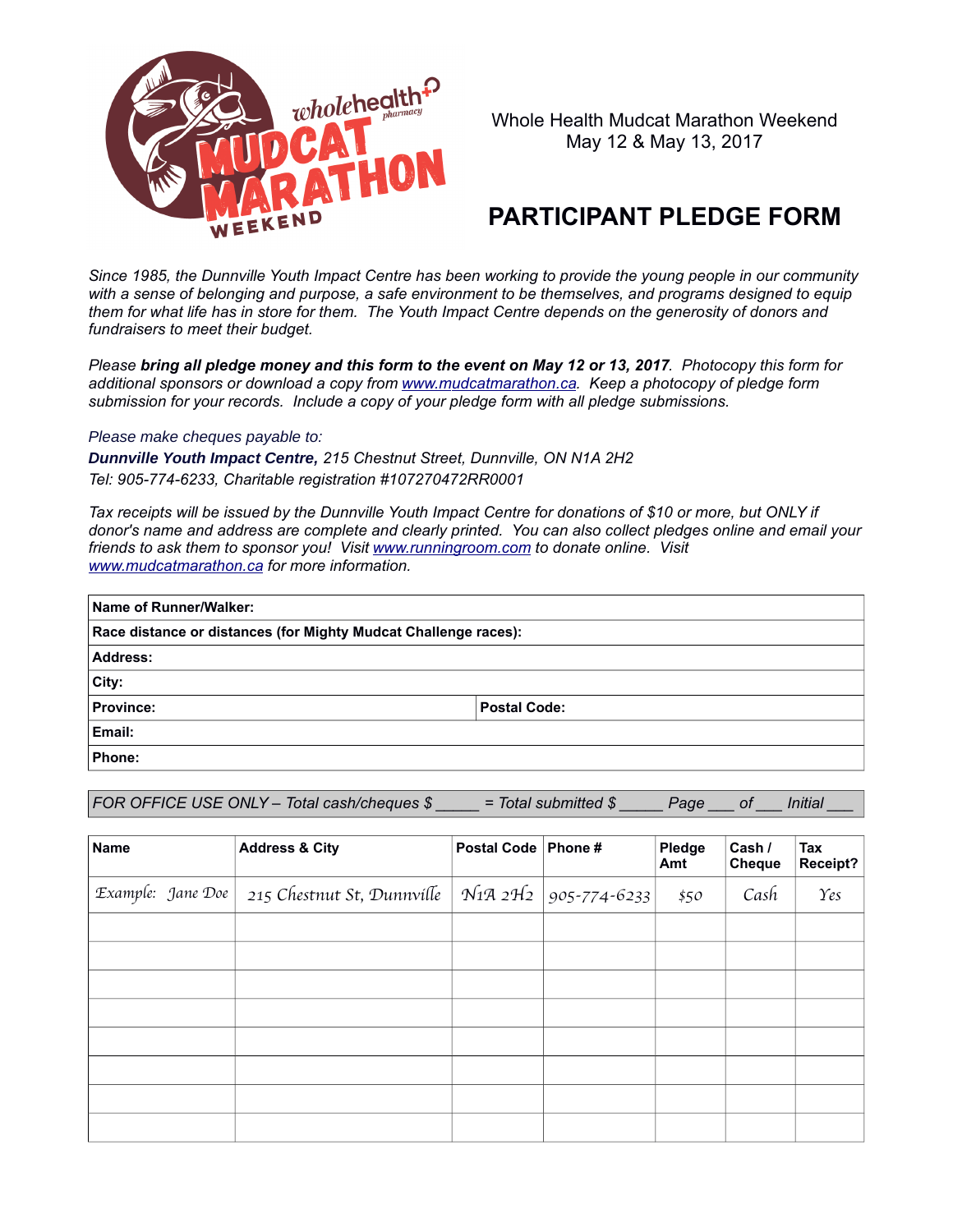Whole Health Mudcat Marathon Weekend
May 12 & May 13, 2017

# PARTICIPANT PLEDGE FORM

*Since 1985, the Dunnville Youth Impact Centre has been working to provide the young people in our community with a sense of belonging and purpose, a safe environment to be themselves, and programs designed to equip them for what life has in store for them. The Youth Impact Centre depends on the generosity of donors and fundraisers to meet their budget.*

*Please **bring all pledge money and this form to the event on May 12 or 13, 2017**. Photocopy this form for additional sponsors or download a copy from www.mudcatmarathon.ca. Keep a photocopy of pledge form submission for your records. Include a copy of your pledge form with all pledge submissions.*

*Please make cheques payable to:*
***Dunnville Youth Impact Centre,** 215 Chestnut Street, Dunnville, ON N1A 2H2*
*Tel: 905-774-6233, Charitable registration #107270472RR0001*

*Tax receipts will be issued by the Dunnville Youth Impact Centre for donations of $10 or more, but ONLY if donor's name and address are complete and clearly printed. You can also collect pledges online and email your friends to ask them to sponsor you! Visit www.runningroom.com to donate online. Visit www.mudcatmarathon.ca for more information.*

| **Name of Runner/Walker:** | |
|---|---|
| **Race distance or distances (for Mighty Mudcat Challenge races):** | |
| **Address:** | |
| **City:** | |
| **Province:** | **Postal Code:** |
| **Email:** | |
| **Phone:** | |

*FOR OFFICE USE ONLY – Total cash/cheques $ _____ = Total submitted $ _____ Page ___ of ___ Initial ___*

| Name | Address & City | Postal Code | Phone # | Pledge Amt | Cash / Cheque | Tax Receipt? |
|---|---|---|---|---|---|---|
| Example: Jane Doe | 215 Chestnut St, Dunnville | N1A 2H2 | 905-774-6233 | $50 | Cash | Yes |
| | | | | | | |
| | | | | | | |
| | | | | | | |
| | | | | | | |
| | | | | | | |
| | | | | | | |
| | | | | | | |
| | | | | | | |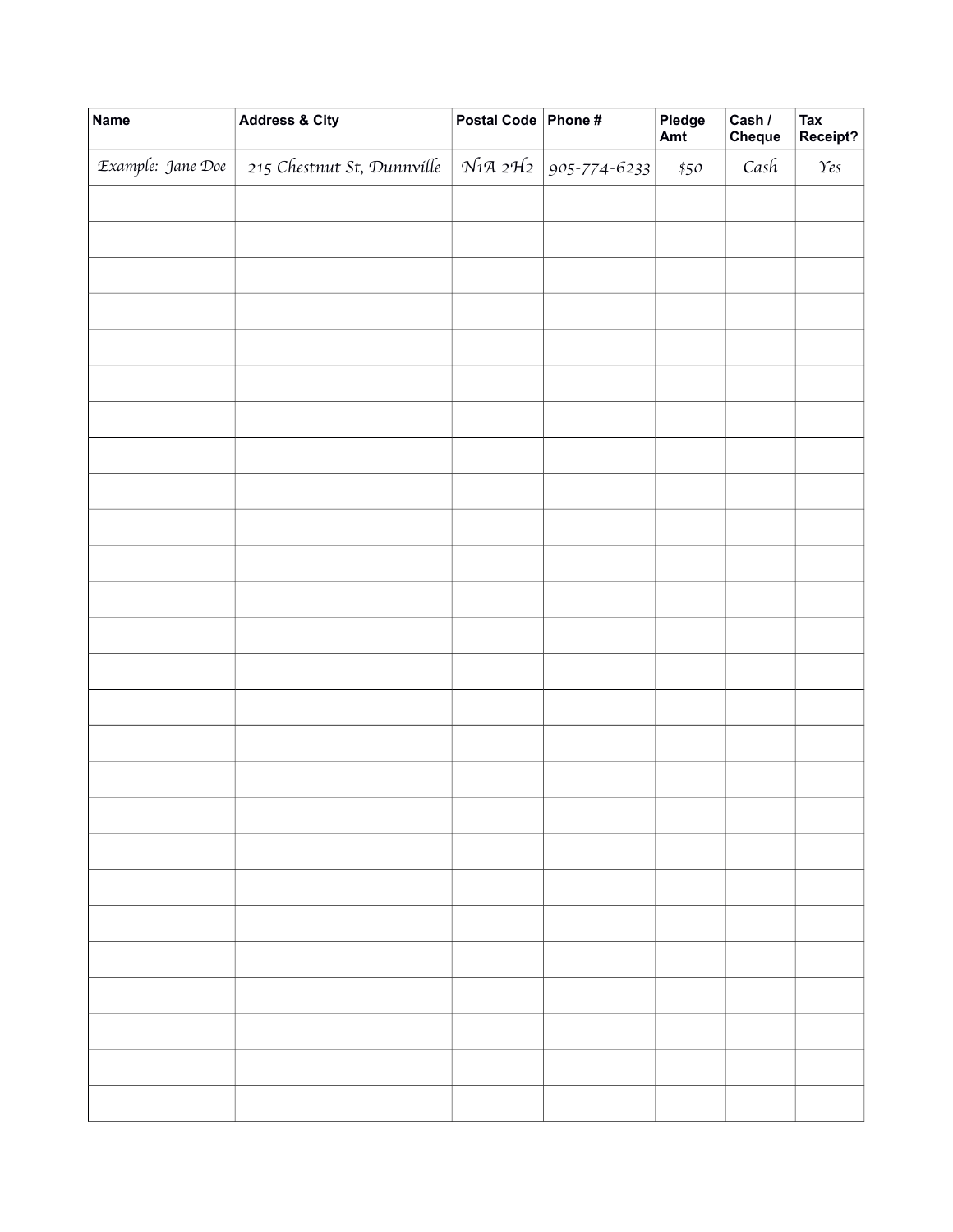| Name | Address & City | Postal Code | Phone # | Pledge Amt | Cash / Cheque | Tax Receipt? |
|---|---|---|---|---|---|---|
| Example: Jane Doe | 215 Chestnut St, Dunnville | N1A 2H2 | 905-774-6233 | $50 | Cash | Yes |
| | | | | | | |
| | | | | | | |
| | | | | | | |
| | | | | | | |
| | | | | | | |
| | | | | | | |
| | | | | | | |
| | | | | | | |
| | | | | | | |
| | | | | | | |
| | | | | | | |
| | | | | | | |
| | | | | | | |
| | | | | | | |
| | | | | | | |
| | | | | | | |
| | | | | | | |
| | | | | | | |
| | | | | | | |
| | | | | | | |
| | | | | | | |
| | | | | | | |
| | | | | | | |
| | | | | | | |
| | | | | | | |
| | | | | | | |